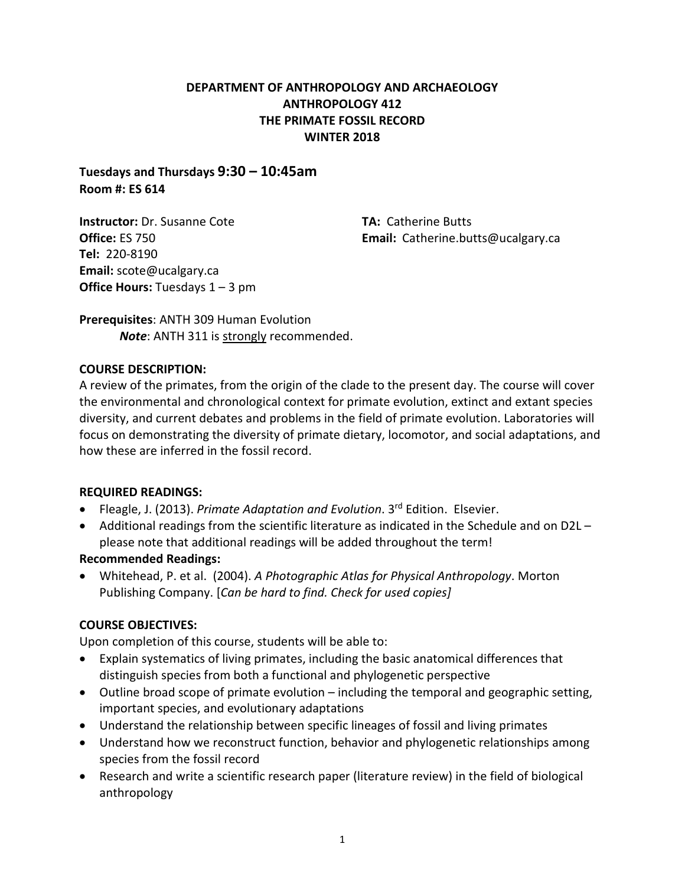# DEPARTMENT OF ANTHROPOLOGY AND ARCHAEOLOGY
# ANTHROPOLOGY 412
# THE PRIMATE FOSSIL RECORD
# WINTER 2018

**Tuesdays and Thursdays 9:30 – 10:45am**
**Room #: ES 614**

**Instructor:** Dr. Susanne Cote
**Office:** ES 750
**Tel:** 220-8190
**Email:** scote@ucalgary.ca
**Office Hours:** Tuesdays 1 – 3 pm

**TA:** Catherine Butts
**Email:** Catherine.butts@ucalgary.ca

**Prerequisites**: ANTH 309 Human Evolution
***Note***: ANTH 311 is strongly recommended.

## COURSE DESCRIPTION:

A review of the primates, from the origin of the clade to the present day. The course will cover the environmental and chronological context for primate evolution, extinct and extant species diversity, and current debates and problems in the field of primate evolution. Laboratories will focus on demonstrating the diversity of primate dietary, locomotor, and social adaptations, and how these are inferred in the fossil record.

## REQUIRED READINGS:

- Fleagle, J. (2013). *Primate Adaptation and Evolution*. 3rd Edition. Elsevier.
- Additional readings from the scientific literature as indicated in the Schedule and on D2L – please note that additional readings will be added throughout the term!

### Recommended Readings:

- Whitehead, P. et al. (2004). *A Photographic Atlas for Physical Anthropology*. Morton Publishing Company. [*Can be hard to find. Check for used copies]*

## COURSE OBJECTIVES:

Upon completion of this course, students will be able to:

- Explain systematics of living primates, including the basic anatomical differences that distinguish species from both a functional and phylogenetic perspective
- Outline broad scope of primate evolution – including the temporal and geographic setting, important species, and evolutionary adaptations
- Understand the relationship between specific lineages of fossil and living primates
- Understand how we reconstruct function, behavior and phylogenetic relationships among species from the fossil record
- Research and write a scientific research paper (literature review) in the field of biological anthropology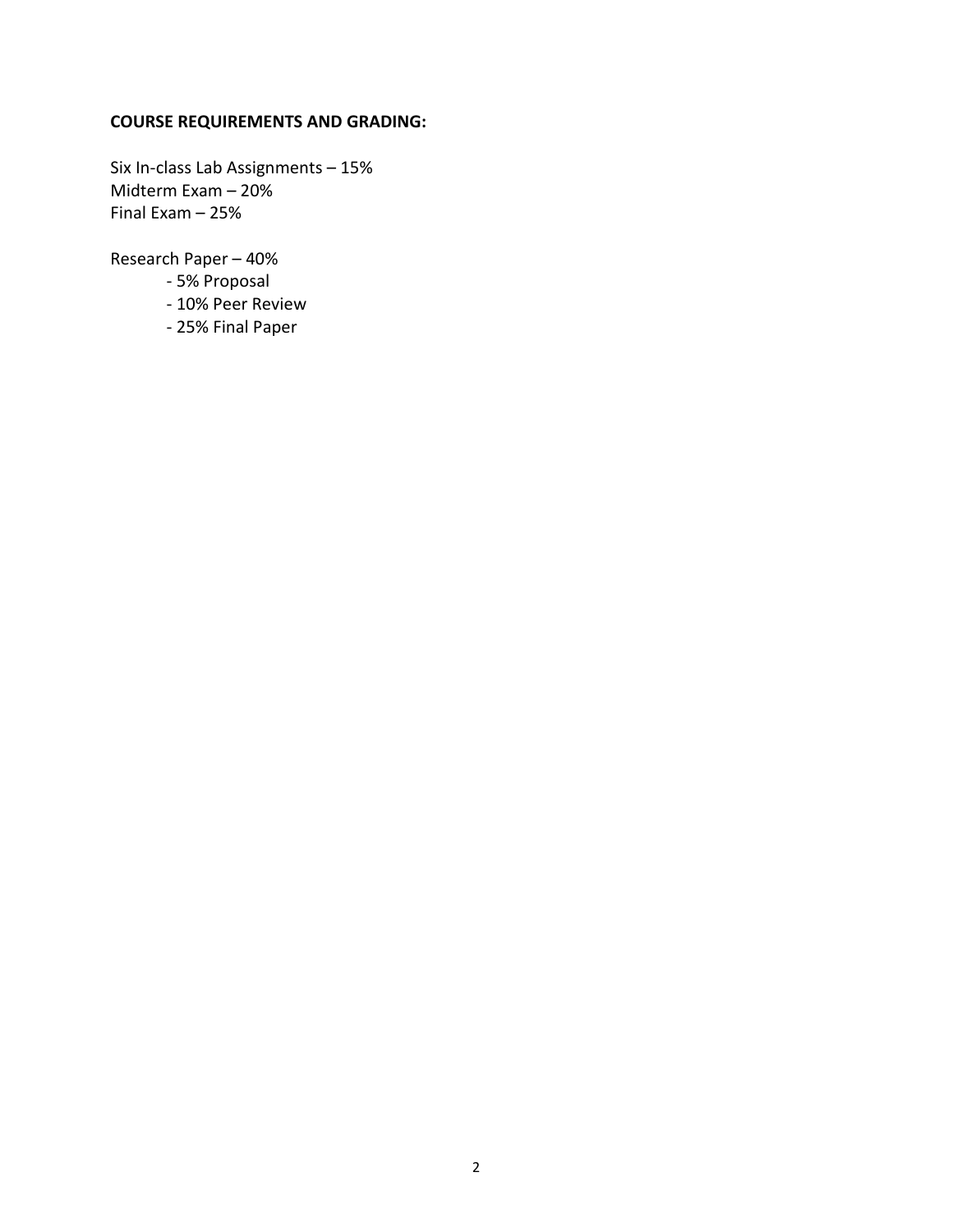**COURSE REQUIREMENTS AND GRADING:**

Six In-class Lab Assignments – 15%
Midterm Exam – 20%
Final Exam – 25%

Research Paper – 40%
- 5% Proposal
- 10% Peer Review
- 25% Final Paper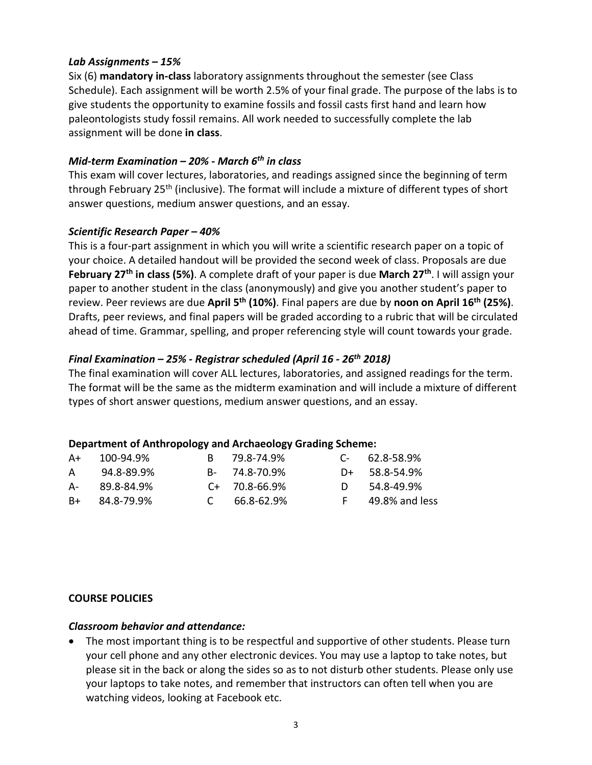### *Lab Assignments – 15%*

Six (6) **mandatory in-class** laboratory assignments throughout the semester (see Class Schedule). Each assignment will be worth 2.5% of your final grade. The purpose of the labs is to give students the opportunity to examine fossils and fossil casts first hand and learn how paleontologists study fossil remains. All work needed to successfully complete the lab assignment will be done **in class**.

### *Mid-term Examination – 20% - March 6th in class*

This exam will cover lectures, laboratories, and readings assigned since the beginning of term through February 25th (inclusive). The format will include a mixture of different types of short answer questions, medium answer questions, and an essay.

### *Scientific Research Paper – 40%*

This is a four-part assignment in which you will write a scientific research paper on a topic of your choice. A detailed handout will be provided the second week of class. Proposals are due **February 27th in class (5%)**. A complete draft of your paper is due **March 27th**. I will assign your paper to another student in the class (anonymously) and give you another student's paper to review. Peer reviews are due **April 5th (10%)**. Final papers are due by **noon on April 16th (25%)**. Drafts, peer reviews, and final papers will be graded according to a rubric that will be circulated ahead of time. Grammar, spelling, and proper referencing style will count towards your grade.

### *Final Examination – 25% - Registrar scheduled (April 16 - 26th 2018)*

The final examination will cover ALL lectures, laboratories, and assigned readings for the term. The format will be the same as the midterm examination and will include a mixture of different types of short answer questions, medium answer questions, and an essay.

**Department of Anthropology and Archaeology Grading Scheme:**

| Grade | Range | Grade | Range | Grade | Range |
|---|---|---|---|---|---|
| A+ | 100-94.9% | B | 79.8-74.9% | C- | 62.8-58.9% |
| A | 94.8-89.9% | B- | 74.8-70.9% | D+ | 58.8-54.9% |
| A- | 89.8-84.9% | C+ | 70.8-66.9% | D | 54.8-49.9% |
| B+ | 84.8-79.9% | C | 66.8-62.9% | F | 49.8% and less |

## COURSE POLICIES

### *Classroom behavior and attendance:*

- The most important thing is to be respectful and supportive of other students. Please turn your cell phone and any other electronic devices. You may use a laptop to take notes, but please sit in the back or along the sides so as to not disturb other students. Please only use your laptops to take notes, and remember that instructors can often tell when you are watching videos, looking at Facebook etc.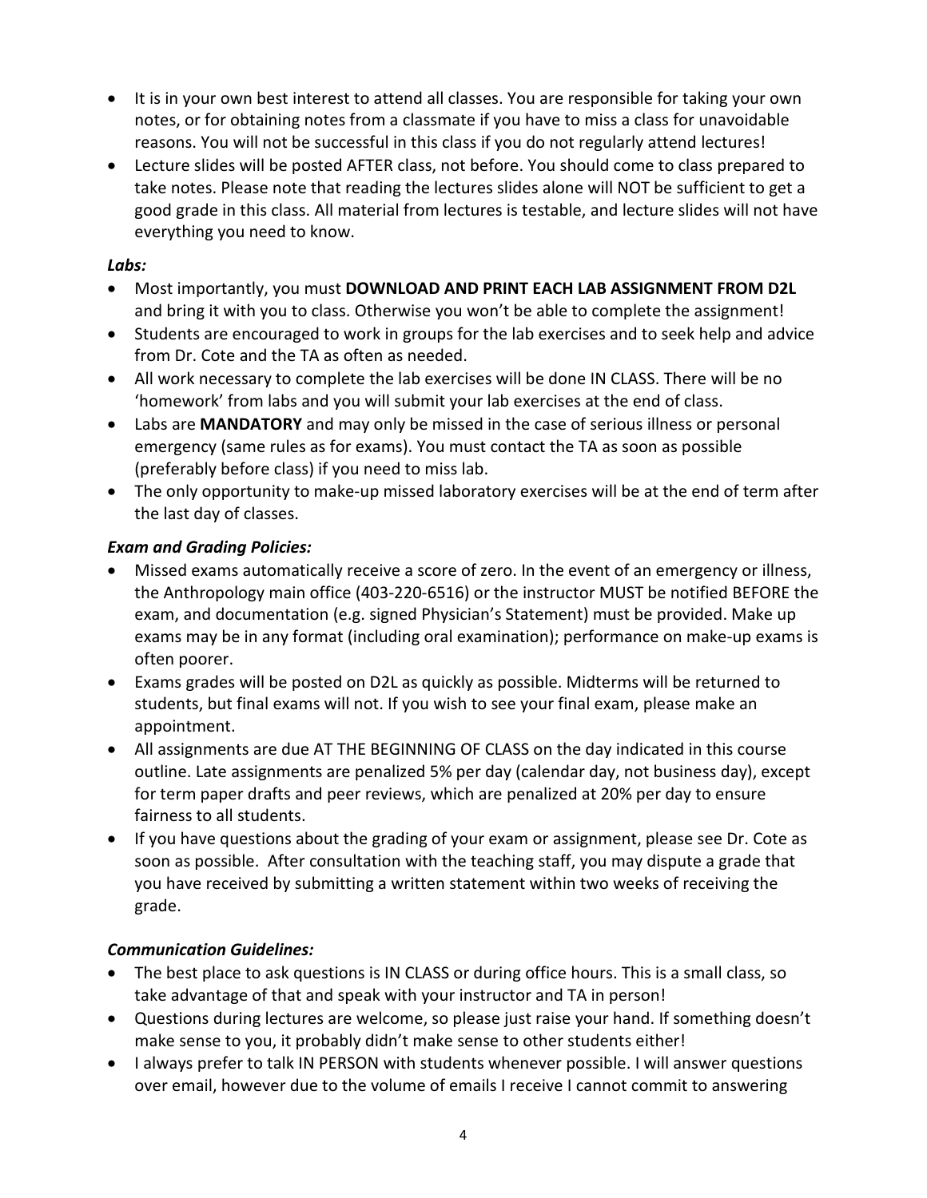- It is in your own best interest to attend all classes. You are responsible for taking your own notes, or for obtaining notes from a classmate if you have to miss a class for unavoidable reasons. You will not be successful in this class if you do not regularly attend lectures!
- Lecture slides will be posted AFTER class, not before. You should come to class prepared to take notes. Please note that reading the lectures slides alone will NOT be sufficient to get a good grade in this class. All material from lectures is testable, and lecture slides will not have everything you need to know.

***Labs:***

- Most importantly, you must **DOWNLOAD AND PRINT EACH LAB ASSIGNMENT FROM D2L** and bring it with you to class. Otherwise you won't be able to complete the assignment!
- Students are encouraged to work in groups for the lab exercises and to seek help and advice from Dr. Cote and the TA as often as needed.
- All work necessary to complete the lab exercises will be done IN CLASS. There will be no 'homework' from labs and you will submit your lab exercises at the end of class.
- Labs are **MANDATORY** and may only be missed in the case of serious illness or personal emergency (same rules as for exams). You must contact the TA as soon as possible (preferably before class) if you need to miss lab.
- The only opportunity to make-up missed laboratory exercises will be at the end of term after the last day of classes.

***Exam and Grading Policies:***

- Missed exams automatically receive a score of zero. In the event of an emergency or illness, the Anthropology main office (403-220-6516) or the instructor MUST be notified BEFORE the exam, and documentation (e.g. signed Physician's Statement) must be provided. Make up exams may be in any format (including oral examination); performance on make-up exams is often poorer.
- Exams grades will be posted on D2L as quickly as possible. Midterms will be returned to students, but final exams will not. If you wish to see your final exam, please make an appointment.
- All assignments are due AT THE BEGINNING OF CLASS on the day indicated in this course outline. Late assignments are penalized 5% per day (calendar day, not business day), except for term paper drafts and peer reviews, which are penalized at 20% per day to ensure fairness to all students.
- If you have questions about the grading of your exam or assignment, please see Dr. Cote as soon as possible. After consultation with the teaching staff, you may dispute a grade that you have received by submitting a written statement within two weeks of receiving the grade.

***Communication Guidelines:***

- The best place to ask questions is IN CLASS or during office hours. This is a small class, so take advantage of that and speak with your instructor and TA in person!
- Questions during lectures are welcome, so please just raise your hand. If something doesn't make sense to you, it probably didn't make sense to other students either!
- I always prefer to talk IN PERSON with students whenever possible. I will answer questions over email, however due to the volume of emails I receive I cannot commit to answering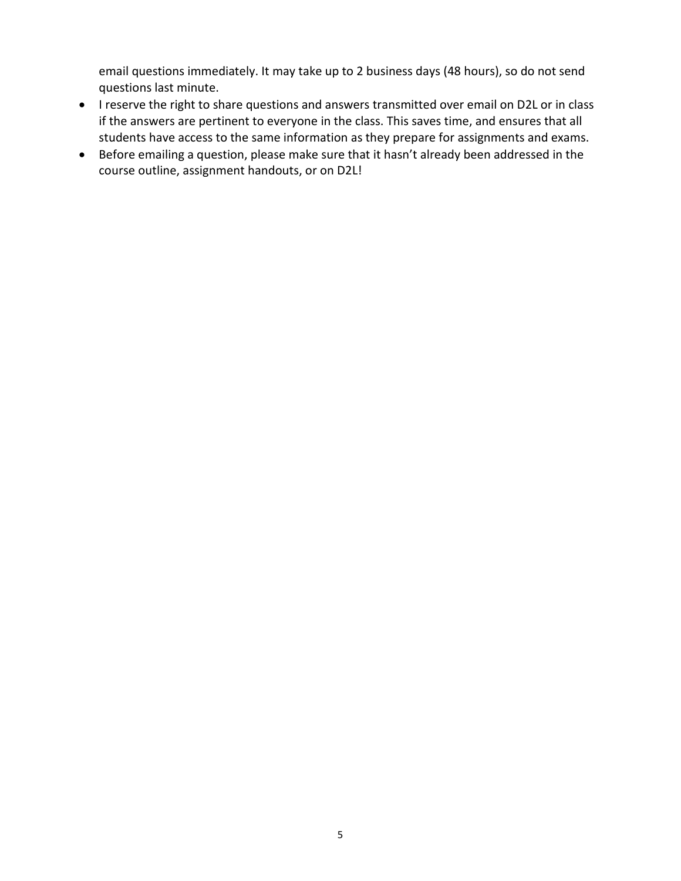email questions immediately. It may take up to 2 business days (48 hours), so do not send questions last minute.

- I reserve the right to share questions and answers transmitted over email on D2L or in class if the answers are pertinent to everyone in the class. This saves time, and ensures that all students have access to the same information as they prepare for assignments and exams.
- Before emailing a question, please make sure that it hasn't already been addressed in the course outline, assignment handouts, or on D2L!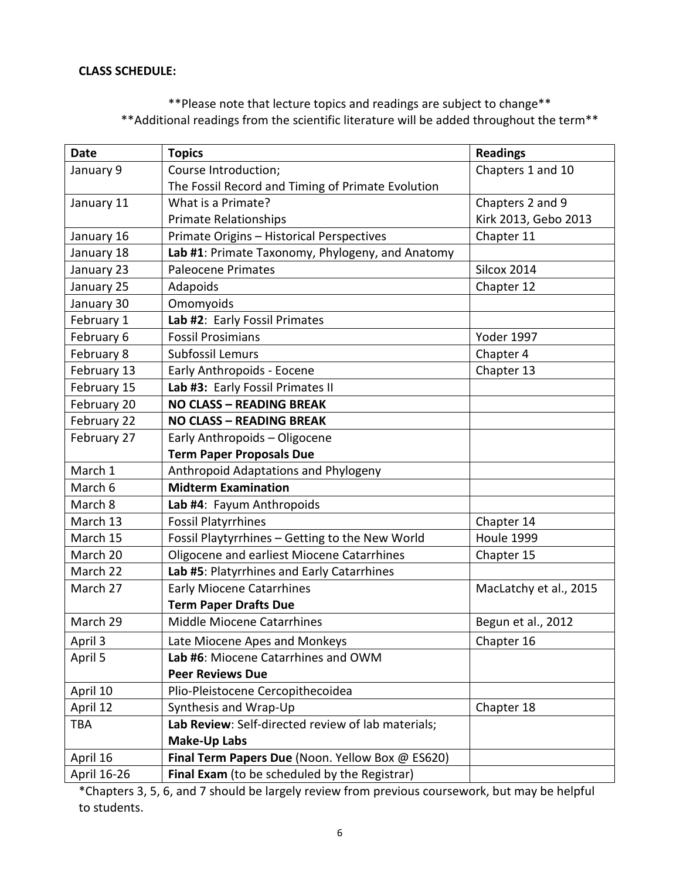**CLASS SCHEDULE:**

\*\*Please note that lecture topics and readings are subject to change\*\*
\*\*Additional readings from the scientific literature will be added throughout the term\*\*

| Date | Topics | Readings |
|---|---|---|
| January 9 | Course Introduction;<br>The Fossil Record and Timing of Primate Evolution | Chapters 1 and 10 |
| January 11 | What is a Primate?<br>Primate Relationships | Chapters 2 and 9<br>Kirk 2013, Gebo 2013 |
| January 16 | Primate Origins – Historical Perspectives | Chapter 11 |
| January 18 | **Lab #1**: Primate Taxonomy, Phylogeny, and Anatomy | |
| January 23 | Paleocene Primates | Silcox 2014 |
| January 25 | Adapoids | Chapter 12 |
| January 30 | Omomyoids | |
| February 1 | **Lab #2**: Early Fossil Primates | |
| February 6 | Fossil Prosimians | Yoder 1997 |
| February 8 | Subfossil Lemurs | Chapter 4 |
| February 13 | Early Anthropoids - Eocene | Chapter 13 |
| February 15 | **Lab #3:** Early Fossil Primates II | |
| February 20 | **NO CLASS – READING BREAK** | |
| February 22 | **NO CLASS – READING BREAK** | |
| February 27 | Early Anthropoids – Oligocene<br>**Term Paper Proposals Due** | |
| March 1 | Anthropoid Adaptations and Phylogeny | |
| March 6 | **Midterm Examination** | |
| March 8 | **Lab #4**: Fayum Anthropoids | |
| March 13 | Fossil Platyrrhines | Chapter 14 |
| March 15 | Fossil Playtyrrhines – Getting to the New World | Houle 1999 |
| March 20 | Oligocene and earliest Miocene Catarrhines | Chapter 15 |
| March 22 | **Lab #5**: Platyrrhines and Early Catarrhines | |
| March 27 | Early Miocene Catarrhines<br>**Term Paper Drafts Due** | MacLatchy et al., 2015 |
| March 29 | Middle Miocene Catarrhines | Begun et al., 2012 |
| April 3 | Late Miocene Apes and Monkeys | Chapter 16 |
| April 5 | **Lab #6**: Miocene Catarrhines and OWM<br>**Peer Reviews Due** | |
| April 10 | Plio-Pleistocene Cercopithecoidea | |
| April 12 | Synthesis and Wrap-Up | Chapter 18 |
| TBA | **Lab Review**: Self-directed review of lab materials;<br>**Make-Up Labs** | |
| April 16 | **Final Term Papers Due** (Noon. Yellow Box @ ES620) | |
| April 16-26 | **Final Exam** (to be scheduled by the Registrar) | |

*Chapters 3, 5, 6, and 7 should be largely review from previous coursework, but may be helpful to students.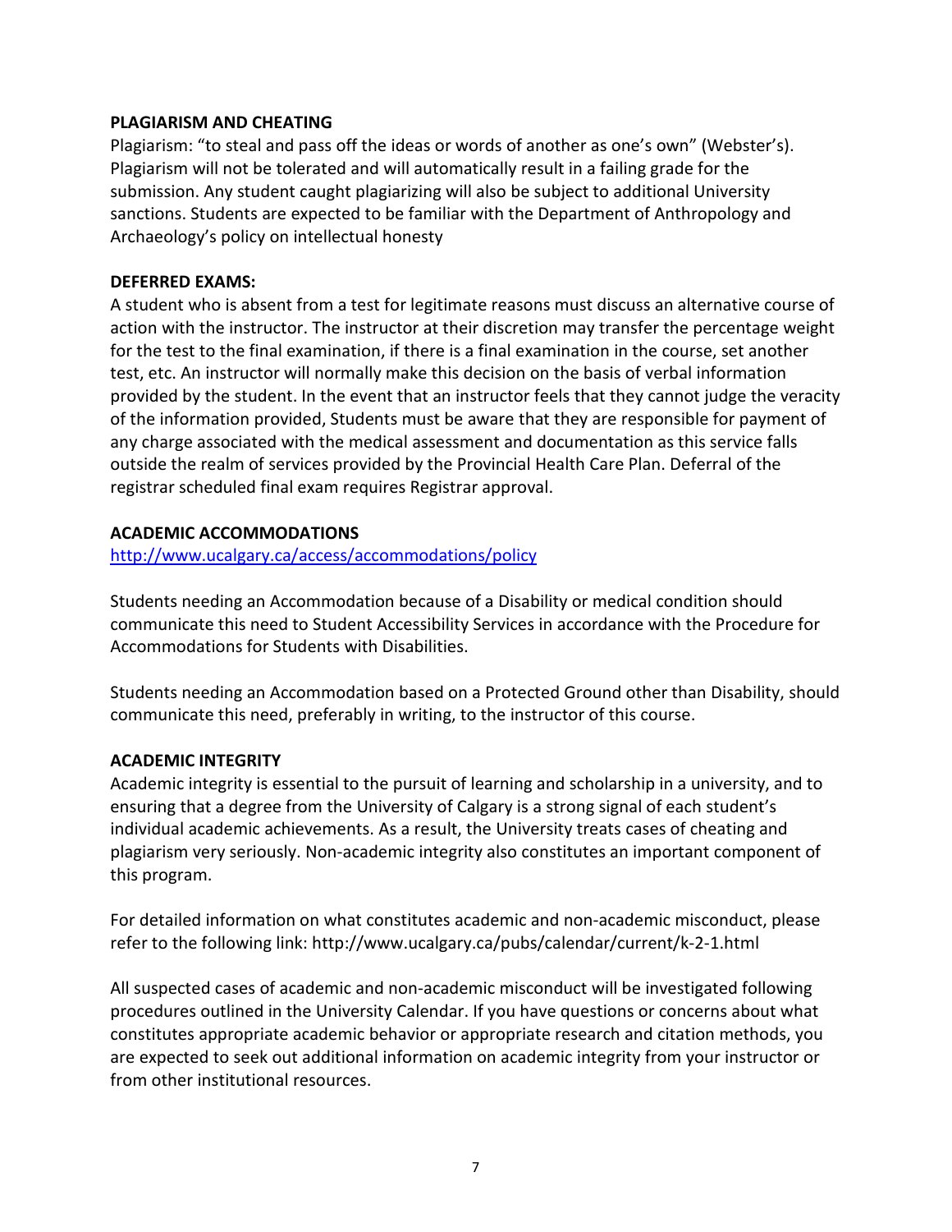**PLAGIARISM AND CHEATING**

Plagiarism: "to steal and pass off the ideas or words of another as one's own" (Webster's). Plagiarism will not be tolerated and will automatically result in a failing grade for the submission. Any student caught plagiarizing will also be subject to additional University sanctions. Students are expected to be familiar with the Department of Anthropology and Archaeology's policy on intellectual honesty

**DEFERRED EXAMS:**

A student who is absent from a test for legitimate reasons must discuss an alternative course of action with the instructor. The instructor at their discretion may transfer the percentage weight for the test to the final examination, if there is a final examination in the course, set another test, etc. An instructor will normally make this decision on the basis of verbal information provided by the student. In the event that an instructor feels that they cannot judge the veracity of the information provided, Students must be aware that they are responsible for payment of any charge associated with the medical assessment and documentation as this service falls outside the realm of services provided by the Provincial Health Care Plan. Deferral of the registrar scheduled final exam requires Registrar approval.

**ACADEMIC ACCOMMODATIONS**

[http://www.ucalgary.ca/access/accommodations/policy](http://www.ucalgary.ca/access/accommodations/policy)

Students needing an Accommodation because of a Disability or medical condition should communicate this need to Student Accessibility Services in accordance with the Procedure for Accommodations for Students with Disabilities.

Students needing an Accommodation based on a Protected Ground other than Disability, should communicate this need, preferably in writing, to the instructor of this course.

**ACADEMIC INTEGRITY**

Academic integrity is essential to the pursuit of learning and scholarship in a university, and to ensuring that a degree from the University of Calgary is a strong signal of each student's individual academic achievements. As a result, the University treats cases of cheating and plagiarism very seriously. Non-academic integrity also constitutes an important component of this program.

For detailed information on what constitutes academic and non-academic misconduct, please refer to the following link: http://www.ucalgary.ca/pubs/calendar/current/k-2-1.html

All suspected cases of academic and non-academic misconduct will be investigated following procedures outlined in the University Calendar. If you have questions or concerns about what constitutes appropriate academic behavior or appropriate research and citation methods, you are expected to seek out additional information on academic integrity from your instructor or from other institutional resources.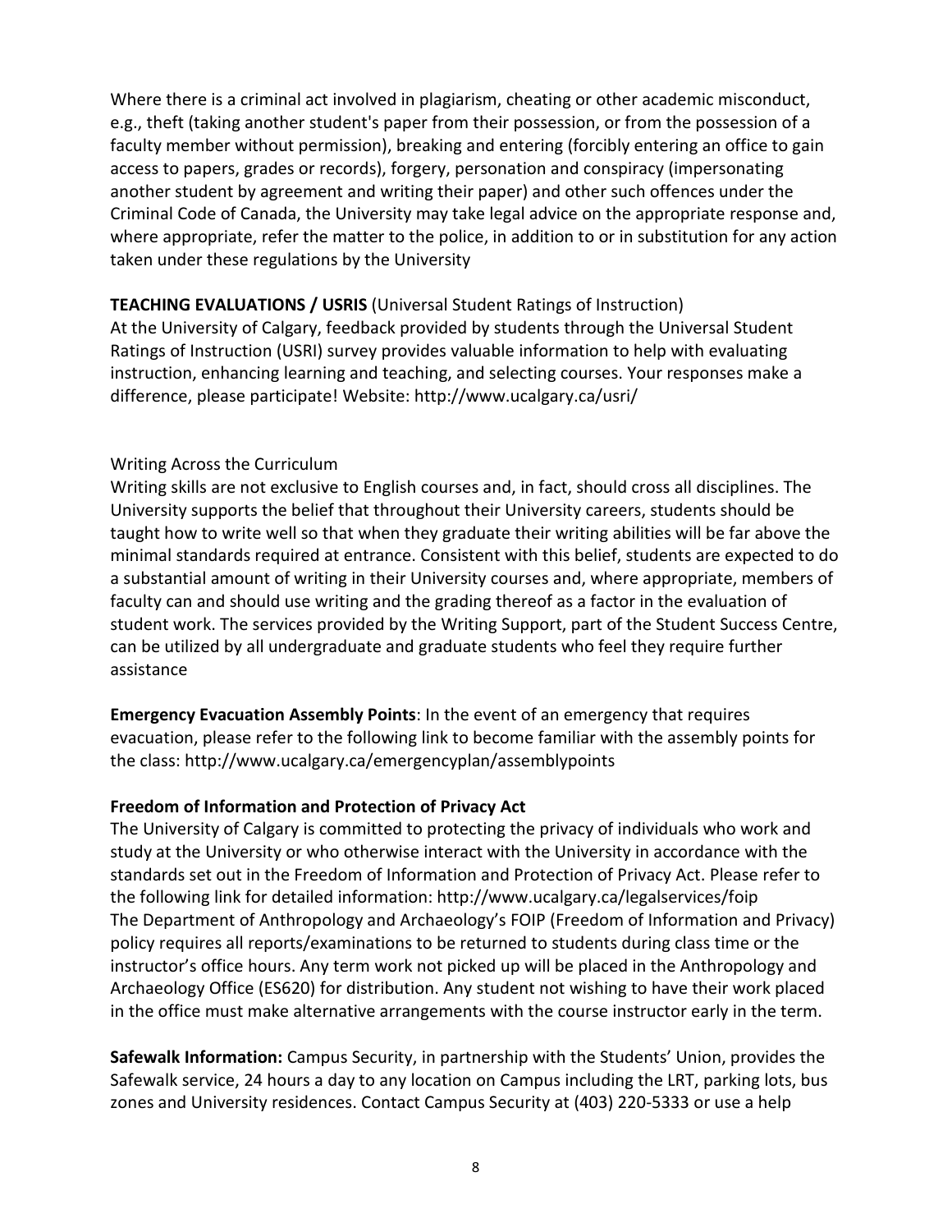Where there is a criminal act involved in plagiarism, cheating or other academic misconduct, e.g., theft (taking another student's paper from their possession, or from the possession of a faculty member without permission), breaking and entering (forcibly entering an office to gain access to papers, grades or records), forgery, personation and conspiracy (impersonating another student by agreement and writing their paper) and other such offences under the Criminal Code of Canada, the University may take legal advice on the appropriate response and, where appropriate, refer the matter to the police, in addition to or in substitution for any action taken under these regulations by the University

**TEACHING EVALUATIONS / USRIS** (Universal Student Ratings of Instruction)
At the University of Calgary, feedback provided by students through the Universal Student Ratings of Instruction (USRI) survey provides valuable information to help with evaluating instruction, enhancing learning and teaching, and selecting courses. Your responses make a difference, please participate! Website: http://www.ucalgary.ca/usri/

Writing Across the Curriculum
Writing skills are not exclusive to English courses and, in fact, should cross all disciplines. The University supports the belief that throughout their University careers, students should be taught how to write well so that when they graduate their writing abilities will be far above the minimal standards required at entrance. Consistent with this belief, students are expected to do a substantial amount of writing in their University courses and, where appropriate, members of faculty can and should use writing and the grading thereof as a factor in the evaluation of student work. The services provided by the Writing Support, part of the Student Success Centre, can be utilized by all undergraduate and graduate students who feel they require further assistance

**Emergency Evacuation Assembly Points**: In the event of an emergency that requires evacuation, please refer to the following link to become familiar with the assembly points for the class: http://www.ucalgary.ca/emergencyplan/assemblypoints

**Freedom of Information and Protection of Privacy Act**
The University of Calgary is committed to protecting the privacy of individuals who work and study at the University or who otherwise interact with the University in accordance with the standards set out in the Freedom of Information and Protection of Privacy Act. Please refer to the following link for detailed information: http://www.ucalgary.ca/legalservices/foip
The Department of Anthropology and Archaeology's FOIP (Freedom of Information and Privacy) policy requires all reports/examinations to be returned to students during class time or the instructor's office hours. Any term work not picked up will be placed in the Anthropology and Archaeology Office (ES620) for distribution. Any student not wishing to have their work placed in the office must make alternative arrangements with the course instructor early in the term.

**Safewalk Information:** Campus Security, in partnership with the Students' Union, provides the Safewalk service, 24 hours a day to any location on Campus including the LRT, parking lots, bus zones and University residences. Contact Campus Security at (403) 220-5333 or use a help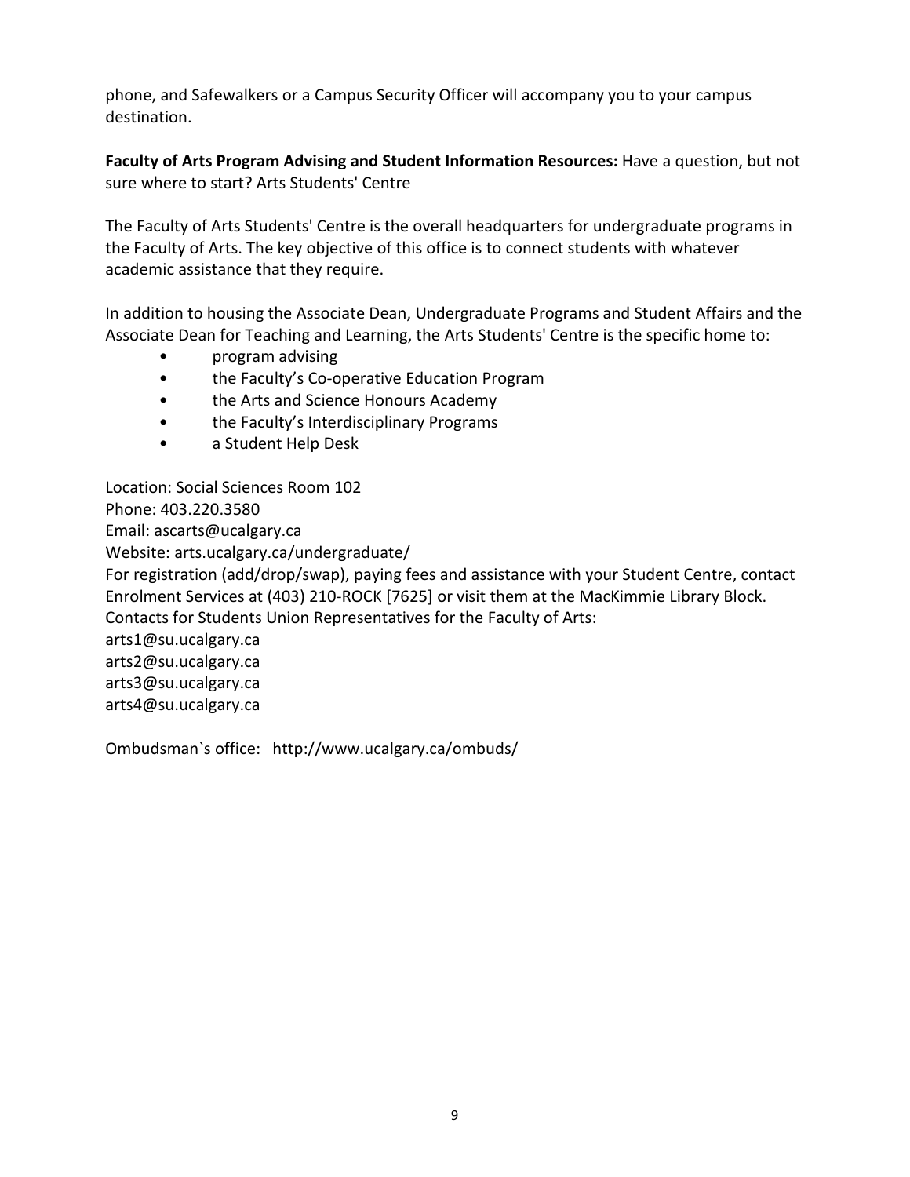phone, and Safewalkers or a Campus Security Officer will accompany you to your campus destination.

**Faculty of Arts Program Advising and Student Information Resources:** Have a question, but not sure where to start? Arts Students' Centre

The Faculty of Arts Students' Centre is the overall headquarters for undergraduate programs in the Faculty of Arts. The key objective of this office is to connect students with whatever academic assistance that they require.

In addition to housing the Associate Dean, Undergraduate Programs and Student Affairs and the Associate Dean for Teaching and Learning, the Arts Students' Centre is the specific home to:

- program advising
- the Faculty's Co-operative Education Program
- the Arts and Science Honours Academy
- the Faculty's Interdisciplinary Programs
- a Student Help Desk

Location: Social Sciences Room 102
Phone: 403.220.3580
Email: ascarts@ucalgary.ca
Website: arts.ucalgary.ca/undergraduate/
For registration (add/drop/swap), paying fees and assistance with your Student Centre, contact Enrolment Services at (403) 210-ROCK [7625] or visit them at the MacKimmie Library Block.
Contacts for Students Union Representatives for the Faculty of Arts:
arts1@su.ucalgary.ca
arts2@su.ucalgary.ca
arts3@su.ucalgary.ca
arts4@su.ucalgary.ca

Ombudsman`s office: http://www.ucalgary.ca/ombuds/